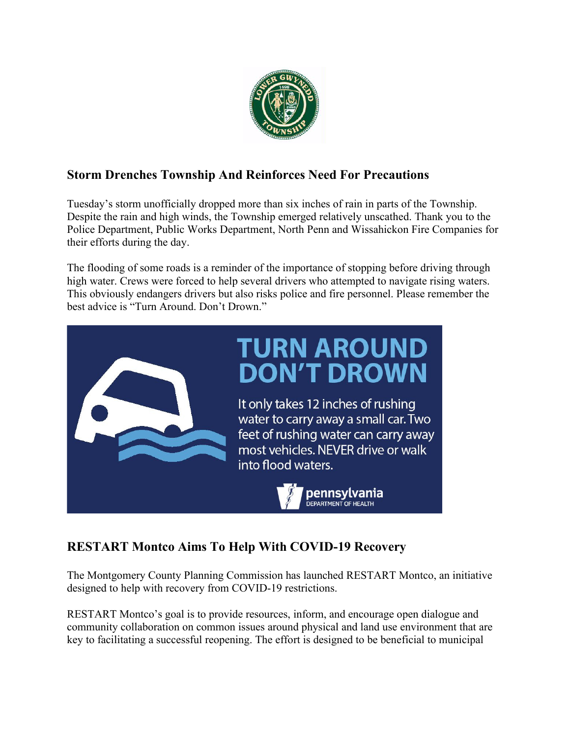## Storm Drenches Township And Reinforces Need For Precautions

Tuesday's storm unofficially dropped more than six inches of rain in parts of the Township. Despite the rain and high winds, the Township emerged relatively unscathed. Thank you to the Police Department, Public Works Department, North Penn and Wissahickon Fire Companies for their efforts during the day.

The flooding of some roads is a reminder of the importance of stopping before driving through high water. Crews were forced to help several drivers who attempted to navigate rising waters. This obviously endangers drivers but also risks police and fire personnel. Please remember the best advice is "Turn Around. Don't Drown."

**TURN AROUND DON'T DROWN**

It only takes 12 inches of rushing water to carry away a small car. Two feet of rushing water can carry away most vehicles. NEVER drive or walk into flood waters.

pennsylvania DEPARTMENT OF HEALTH

## RESTART Montco Aims To Help With COVID-19 Recovery

The Montgomery County Planning Commission has launched RESTART Montco, an initiative designed to help with recovery from COVID-19 restrictions.

RESTART Montco's goal is to provide resources, inform, and encourage open dialogue and community collaboration on common issues around physical and land use environment that are key to facilitating a successful reopening. The effort is designed to be beneficial to municipal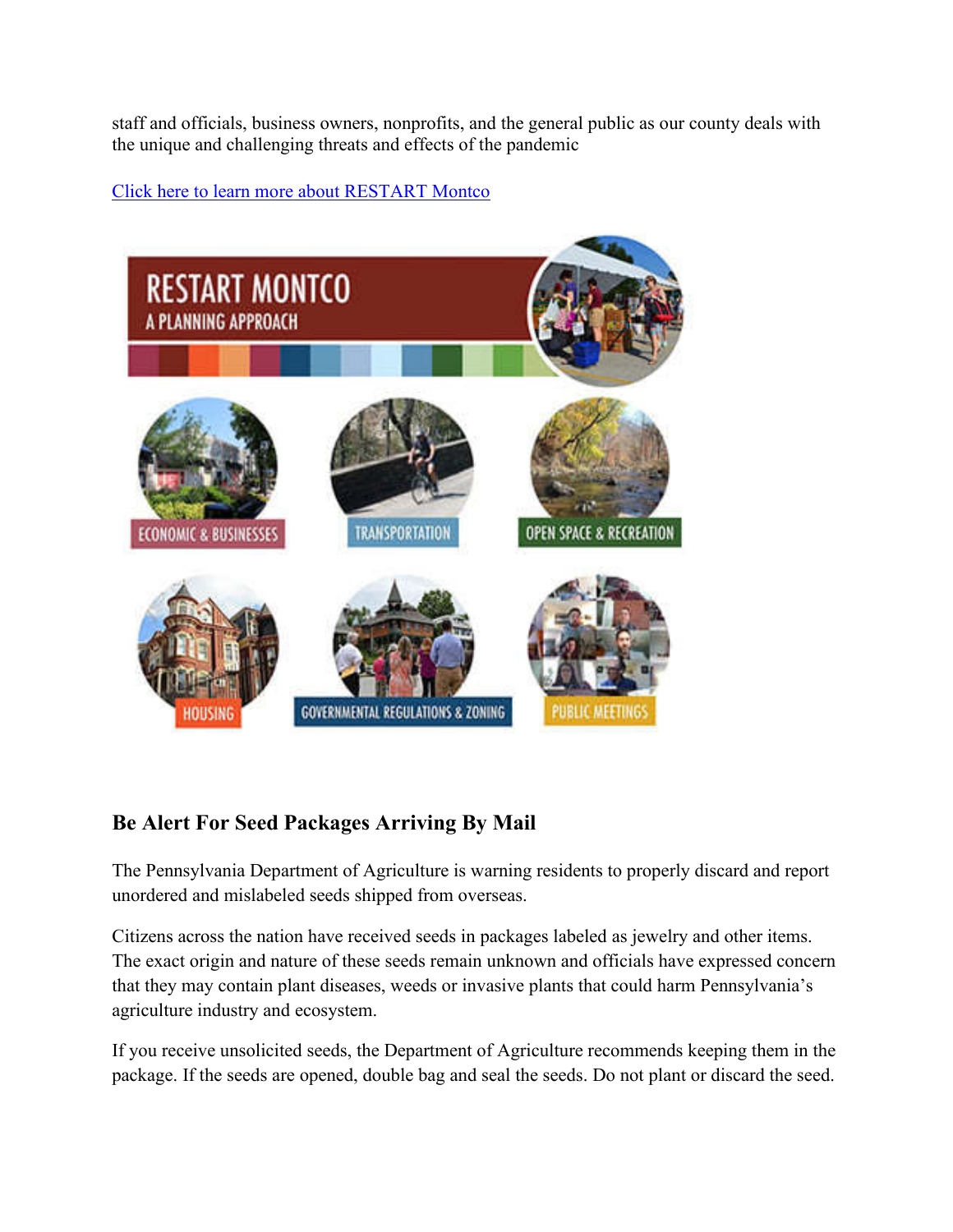staff and officials, business owners, nonprofits, and the general public as our county deals with the unique and challenging threats and effects of the pandemic

[Click here to learn more about RESTART Montco]

## Be Alert For Seed Packages Arriving By Mail

The Pennsylvania Department of Agriculture is warning residents to properly discard and report unordered and mislabeled seeds shipped from overseas.

Citizens across the nation have received seeds in packages labeled as jewelry and other items. The exact origin and nature of these seeds remain unknown and officials have expressed concern that they may contain plant diseases, weeds or invasive plants that could harm Pennsylvania's agriculture industry and ecosystem.

If you receive unsolicited seeds, the Department of Agriculture recommends keeping them in the package. If the seeds are opened, double bag and seal the seeds. Do not plant or discard the seed.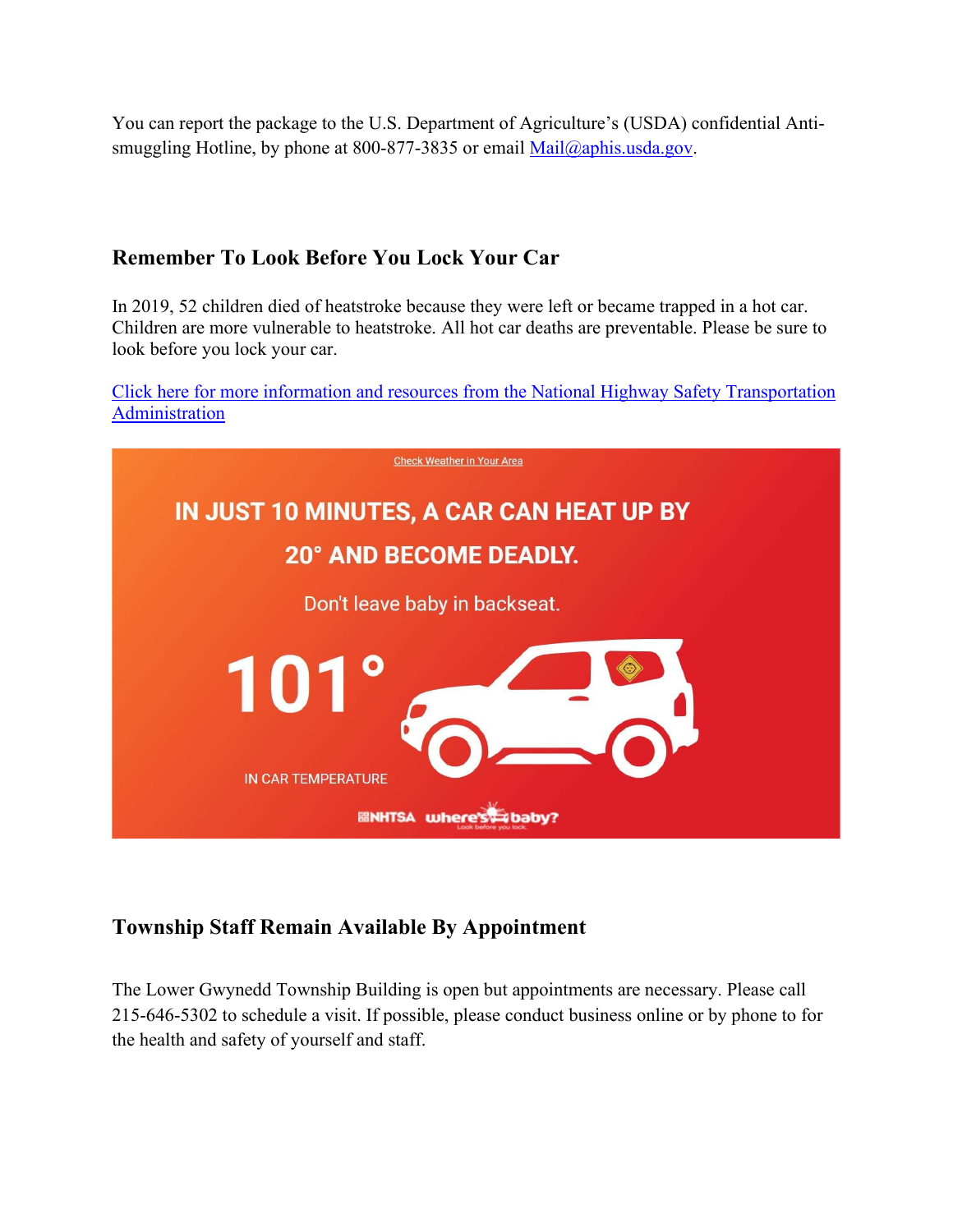You can report the package to the U.S. Department of Agriculture's (USDA) confidential Anti-smuggling Hotline, by phone at 800-877-3835 or email [Mail@aphis.usda.gov](mailto:Mail@aphis.usda.gov).

## Remember To Look Before You Lock Your Car

In 2019, 52 children died of heatstroke because they were left or became trapped in a hot car. Children are more vulnerable to heatstroke. All hot car deaths are preventable. Please be sure to look before you lock your car.

Click here for more information and resources from the National Highway Safety Transportation Administration

Check Weather in Your Area

**IN JUST 10 MINUTES, A CAR CAN HEAT UP BY 20° AND BECOME DEADLY.**

Don't leave baby in backseat.

**101°**

IN CAR TEMPERATURE

NHTSA where's baby? Look before you lock.

## Township Staff Remain Available By Appointment

The Lower Gwynedd Township Building is open but appointments are necessary. Please call 215-646-5302 to schedule a visit. If possible, please conduct business online or by phone to for the health and safety of yourself and staff.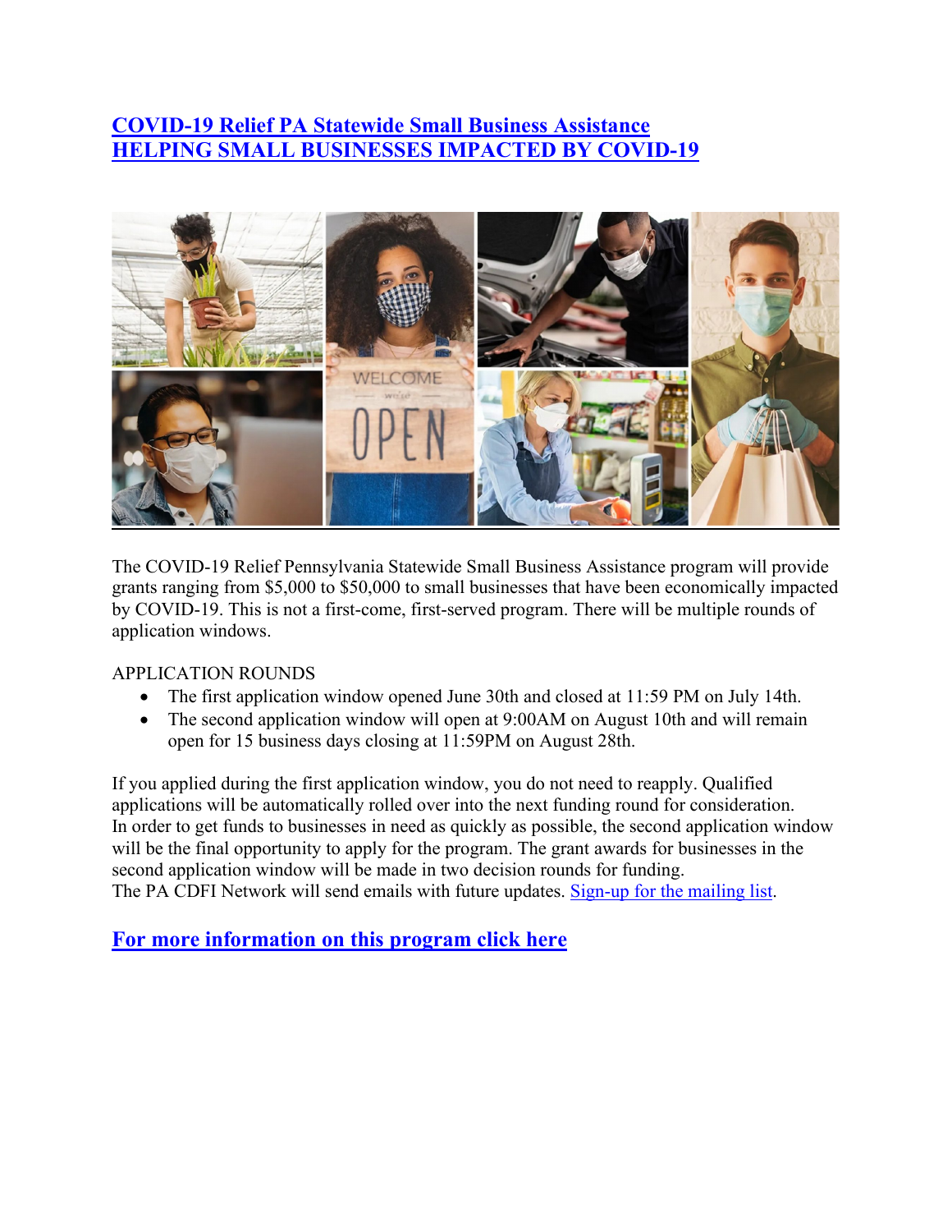# [COVID-19 Relief PA Statewide Small Business Assistance](#)
# [HELPING SMALL BUSINESSES IMPACTED BY COVID-19](#)

The COVID-19 Relief Pennsylvania Statewide Small Business Assistance program will provide grants ranging from $5,000 to $50,000 to small businesses that have been economically impacted by COVID-19. This is not a first-come, first-served program. There will be multiple rounds of application windows.

APPLICATION ROUNDS

- The first application window opened June 30th and closed at 11:59 PM on July 14th.
- The second application window will open at 9:00AM on August 10th and will remain open for 15 business days closing at 11:59PM on August 28th.

If you applied during the first application window, you do not need to reapply. Qualified applications will be automatically rolled over into the next funding round for consideration. In order to get funds to businesses in need as quickly as possible, the second application window will be the final opportunity to apply for the program. The grant awards for businesses in the second application window will be made in two decision rounds for funding.
The PA CDFI Network will send emails with future updates. [Sign-up for the mailing list](#).

## [For more information on this program click here](#)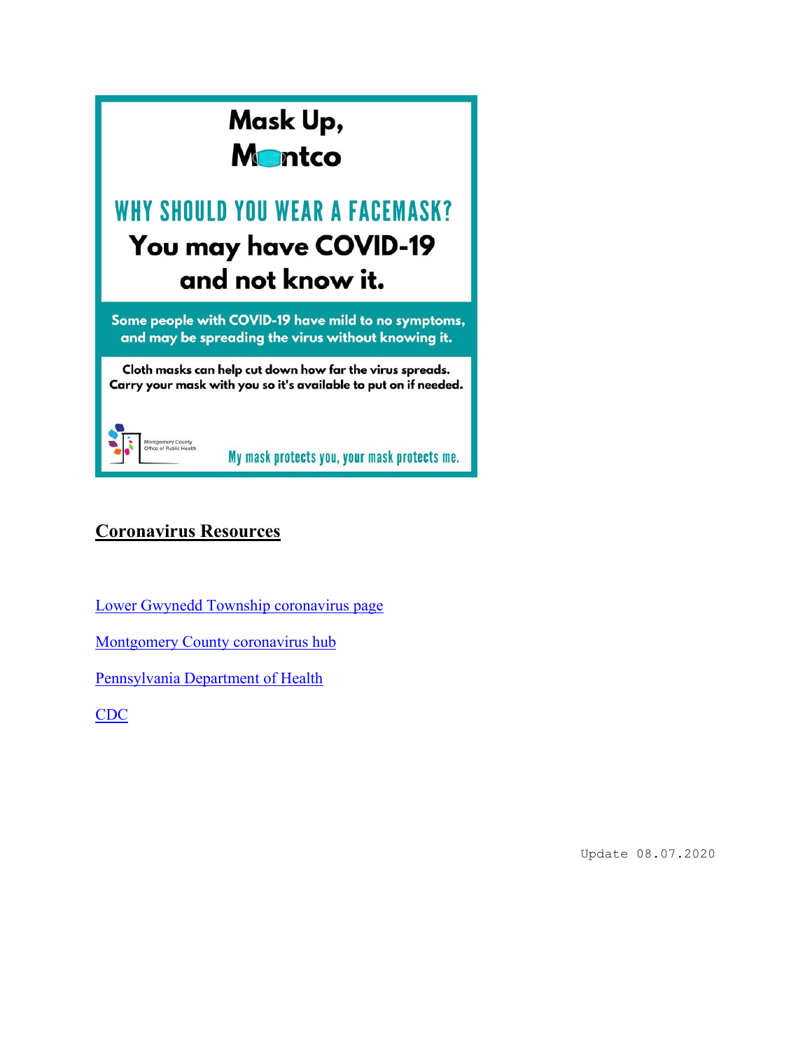# Mask Up, Montco

## WHY SHOULD YOU WEAR A FACEMASK?

**You may have COVID-19 and not know it.**

**Some people with COVID-19 have mild to no symptoms, and may be spreading the virus without knowing it.**

**Cloth masks can help cut down how far the virus spreads. Carry your mask with you so it's available to put on if needed.**

Montgomery County Office of Public Health

My mask protects you, your mask protects me.

## Coronavirus Resources

Lower Gwynedd Township coronavirus page

Montgomery County coronavirus hub

Pennsylvania Department of Health

CDC

Update 08.07.2020